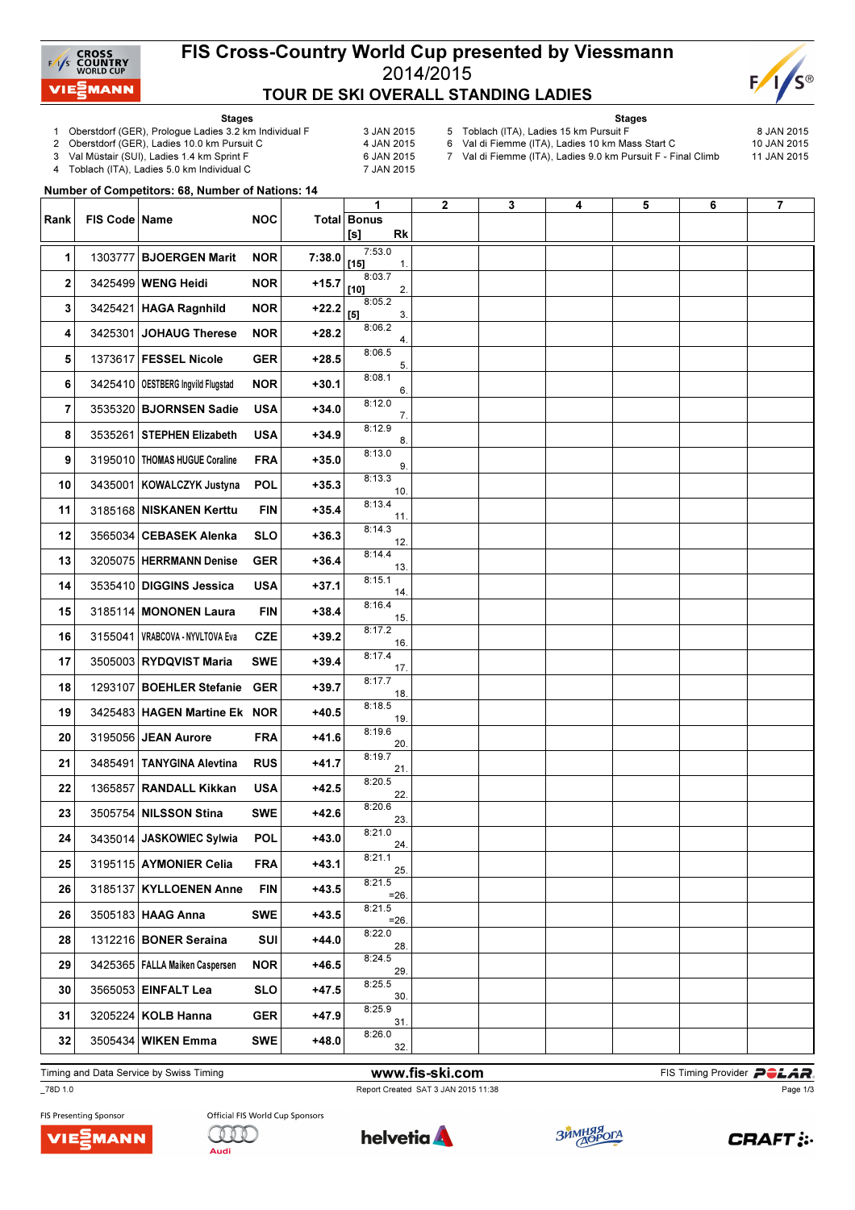# FIS Cross-Country World Cup presented by Viessmann

## 2014/2015

## TOUR DE SKI OVERALL STANDING LADIES

**Stages**

1. Oberstdorf (GER), Prologue Ladies 3.2 km Individual F — 3 JAN 2015
2. Oberstdorf (GER), Ladies 10.0 km Pursuit C — 4 JAN 2015
3. Val Müstair (SUI), Ladies 1.4 km Sprint F — 6 JAN 2015
4. Toblach (ITA), Ladies 5.0 km Individual C — 7 JAN 2015
5. Toblach (ITA), Ladies 15 km Pursuit F — 8 JAN 2015
6. Val di Fiemme (ITA), Ladies 10 km Mass Start C — 10 JAN 2015
7. Val di Fiemme (ITA), Ladies 9.0 km Pursuit F - Final Climb — 11 JAN 2015

**Number of Competitors: 68, Number of Nations: 14**

| Rank | FIS Code | Name | NOC | Total | 1 Bonus [s] Rk | 2 | 3 | 4 | 5 | 6 | 7 |
|---|---|---|---|---|---|---|---|---|---|---|---|
| 1 | 1303777 | BJOERGEN Marit | NOR | 7:38.0 | 7:53.0 [15] 1. | | | | | | |
| 2 | 3425499 | WENG Heidi | NOR | +15.7 | 8:03.7 [10] 2. | | | | | | |
| 3 | 3425421 | HAGA Ragnhild | NOR | +22.2 | 8:05.2 [5] 3. | | | | | | |
| 4 | 3425301 | JOHAUG Therese | NOR | +28.2 | 8:06.2 4. | | | | | | |
| 5 | 1373617 | FESSEL Nicole | GER | +28.5 | 8:06.5 5. | | | | | | |
| 6 | 3425410 | OESTBERG Ingvild Flugstad | NOR | +30.1 | 8:08.1 6. | | | | | | |
| 7 | 3535320 | BJORNSEN Sadie | USA | +34.0 | 8:12.0 7. | | | | | | |
| 8 | 3535261 | STEPHEN Elizabeth | USA | +34.9 | 8:12.9 8. | | | | | | |
| 9 | 3195010 | THOMAS HUGUE Coraline | FRA | +35.0 | 8:13.0 9. | | | | | | |
| 10 | 3435001 | KOWALCZYK Justyna | POL | +35.3 | 8:13.3 10. | | | | | | |
| 11 | 3185168 | NISKANEN Kerttu | FIN | +35.4 | 8:13.4 11. | | | | | | |
| 12 | 3565034 | CEBASEK Alenka | SLO | +36.3 | 8:14.3 12. | | | | | | |
| 13 | 3205075 | HERRMANN Denise | GER | +36.4 | 8:14.4 13. | | | | | | |
| 14 | 3535410 | DIGGINS Jessica | USA | +37.1 | 8:15.1 14. | | | | | | |
| 15 | 3185114 | MONONEN Laura | FIN | +38.4 | 8:16.4 15. | | | | | | |
| 16 | 3155041 | VRABCOVA - NYVLTOVA Eva | CZE | +39.2 | 8:17.2 16. | | | | | | |
| 17 | 3505003 | RYDQVIST Maria | SWE | +39.4 | 8:17.4 17. | | | | | | |
| 18 | 1293107 | BOEHLER Stefanie | GER | +39.7 | 8:17.7 18. | | | | | | |
| 19 | 3425483 | HAGEN Martine Ek | NOR | +40.5 | 8:18.5 19. | | | | | | |
| 20 | 3195056 | JEAN Aurore | FRA | +41.6 | 8:19.6 20. | | | | | | |
| 21 | 3485491 | TANYGINA Alevtina | RUS | +41.7 | 8:19.7 21. | | | | | | |
| 22 | 1365857 | RANDALL Kikkan | USA | +42.5 | 8:20.5 22. | | | | | | |
| 23 | 3505754 | NILSSON Stina | SWE | +42.6 | 8:20.6 23. | | | | | | |
| 24 | 3435014 | JASKOWIEC Sylwia | POL | +43.0 | 8:21.0 24. | | | | | | |
| 25 | 3195115 | AYMONIER Celia | FRA | +43.1 | 8:21.1 25. | | | | | | |
| 26 | 3185137 | KYLLOENEN Anne | FIN | +43.5 | 8:21.5 =26. | | | | | | |
| 26 | 3505183 | HAAG Anna | SWE | +43.5 | 8:21.5 =26. | | | | | | |
| 28 | 1312216 | BONER Seraina | SUI | +44.0 | 8:22.0 28. | | | | | | |
| 29 | 3425365 | FALLA Maiken Caspersen | NOR | +46.5 | 8:24.5 29. | | | | | | |
| 30 | 3565053 | EINFALT Lea | SLO | +47.5 | 8:25.5 30. | | | | | | |
| 31 | 3205224 | KOLB Hanna | GER | +47.9 | 8:25.9 31. | | | | | | |
| 32 | 3505434 | WIKEN Emma | SWE | +48.0 | 8:26.0 32. | | | | | | |

Timing and Data Service by Swiss Timing — www.fis-ski.com — FIS Timing Provider POLAR

_78D 1.0 — Report Created SAT 3 JAN 2015 11:38

FIS Presenting Sponsor: VIESSMANN — Official FIS World Cup Sponsors: Audi, helvetia, Зимняя Дорога, CRAFT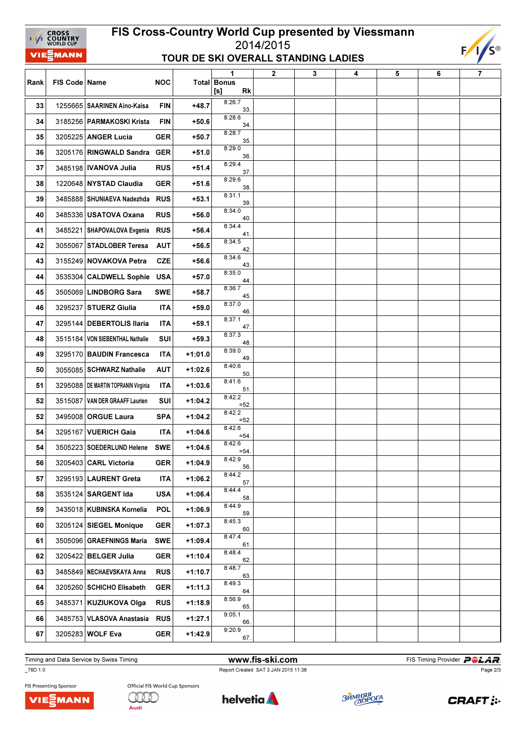# FIS Cross-Country World Cup presented by Viessmann

2014/2015

## TOUR DE SKI OVERALL STANDING LADIES

| Rank | FIS Code | Name | NOC | Total | 1 Bonus [s] Rk | 2 | 3 | 4 | 5 | 6 | 7 |
|---|---|---|---|---|---|---|---|---|---|---|---|
| 33 | 1255665 | SAARINEN Aino-Kaisa | FIN | +48.7 | 8:26.7 33. | | | | | | |
| 34 | 3185256 | PARMAKOSKI Krista | FIN | +50.6 | 8:28.6 34. | | | | | | |
| 35 | 3205225 | ANGER Lucia | GER | +50.7 | 8:28.7 35. | | | | | | |
| 36 | 3205176 | RINGWALD Sandra | GER | +51.0 | 8:29.0 36. | | | | | | |
| 37 | 3485198 | IVANOVA Julia | RUS | +51.4 | 8:29.4 37. | | | | | | |
| 38 | 1220648 | NYSTAD Claudia | GER | +51.6 | 8:29.6 38. | | | | | | |
| 39 | 3485888 | SHUNIAEVA Nadezhda | RUS | +53.1 | 8:31.1 39. | | | | | | |
| 40 | 3485336 | USATOVA Oxana | RUS | +56.0 | 8:34.0 40. | | | | | | |
| 41 | 3485221 | SHAPOVALOVA Evgenia | RUS | +56.4 | 8:34.4 41. | | | | | | |
| 42 | 3055067 | STADLOBER Teresa | AUT | +56.5 | 8:34.5 42. | | | | | | |
| 43 | 3155249 | NOVAKOVA Petra | CZE | +56.6 | 8:34.6 43. | | | | | | |
| 44 | 3535304 | CALDWELL Sophie | USA | +57.0 | 8:35.0 44. | | | | | | |
| 45 | 3505069 | LINDBORG Sara | SWE | +58.7 | 8:36.7 45. | | | | | | |
| 46 | 3295237 | STUERZ Giulia | ITA | +59.0 | 8:37.0 46. | | | | | | |
| 47 | 3295144 | DEBERTOLIS Ilaria | ITA | +59.1 | 8:37.1 47. | | | | | | |
| 48 | 3515184 | VON SIEBENTHAL Nathalie | SUI | +59.3 | 8:37.3 48. | | | | | | |
| 49 | 3295170 | BAUDIN Francesca | ITA | +1:01.0 | 8:39.0 49. | | | | | | |
| 50 | 3055085 | SCHWARZ Nathalie | AUT | +1:02.6 | 8:40.6 50. | | | | | | |
| 51 | 3295088 | DE MARTIN TOPRANIN Virginia | ITA | +1:03.6 | 8:41.6 51. | | | | | | |
| 52 | 3515087 | VAN DER GRAAFF Laurien | SUI | +1:04.2 | 8:42.2 =52. | | | | | | |
| 52 | 3495008 | ORGUE Laura | SPA | +1:04.2 | 8:42.2 =52. | | | | | | |
| 54 | 3295167 | VUERICH Gaia | ITA | +1:04.6 | 8:42.6 =54. | | | | | | |
| 54 | 3505223 | SOEDERLUND Helene | SWE | +1:04.6 | 8:42.6 =54. | | | | | | |
| 56 | 3205403 | CARL Victoria | GER | +1:04.9 | 8:42.9 56. | | | | | | |
| 57 | 3295193 | LAURENT Greta | ITA | +1:06.2 | 8:44.2 57. | | | | | | |
| 58 | 3535124 | SARGENT Ida | USA | +1:06.4 | 8:44.4 58. | | | | | | |
| 59 | 3435018 | KUBINSKA Kornelia | POL | +1:06.9 | 8:44.9 59. | | | | | | |
| 60 | 3205124 | SIEGEL Monique | GER | +1:07.3 | 8:45.3 60. | | | | | | |
| 61 | 3505096 | GRAEFNINGS Maria | SWE | +1:09.4 | 8:47.4 61. | | | | | | |
| 62 | 3205422 | BELGER Julia | GER | +1:10.4 | 8:48.4 62. | | | | | | |
| 63 | 3485849 | NECHAEVSKAYA Anna | RUS | +1:10.7 | 8:48.7 63. | | | | | | |
| 64 | 3205260 | SCHICHO Elisabeth | GER | +1:11.3 | 8:49.3 64. | | | | | | |
| 65 | 3485371 | KUZIUKOVA Olga | RUS | +1:18.9 | 8:56.9 65. | | | | | | |
| 66 | 3485753 | VLASOVA Anastasia | RUS | +1:27.1 | 9:05.1 66. | | | | | | |
| 67 | 3205283 | WOLF Eva | GER | +1:42.9 | 9:20.9 67. | | | | | | |

Timing and Data Service by Swiss Timing — www.fis-ski.com — FIS Timing Provider POLAR

_78D 1.0 — Report Created SAT 3 JAN 2015 11:38

FIS Presenting Sponsor: VIESMANN — Official FIS World Cup Sponsors: Audi, helvetia, Зимняя Дорога, CRAFT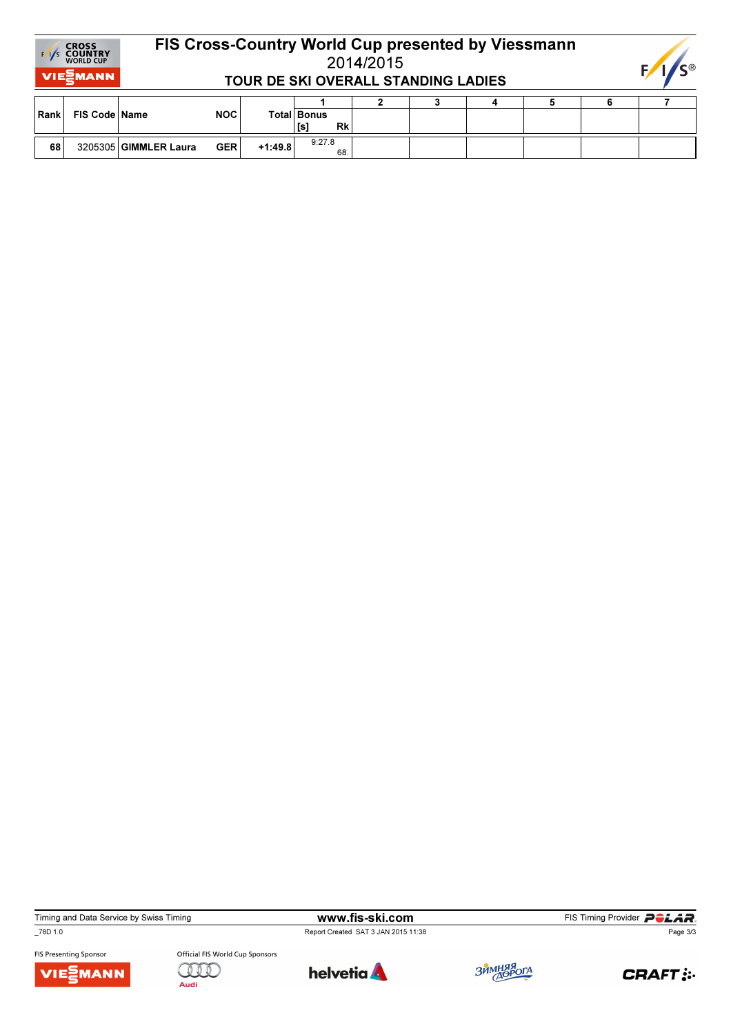# FIS Cross-Country World Cup presented by Viessmann

2014/2015

## TOUR DE SKI OVERALL STANDING LADIES

| Rank | FIS Code | Name | NOC | Total | 1 Bonus [s] Rk | 2 | 3 | 4 | 5 | 6 | 7 |
|---|---|---|---|---|---|---|---|---|---|---|---|
| 68 | 3205305 | GIMMLER Laura | GER | +1:49.8 | 9:27.8 68. | | | | | | |

Timing and Data Service by Swiss Timing

www.fis-ski.com

FIS Timing Provider POLAR

_78D 1.0

Report Created SAT 3 JAN 2015 11:38

FIS Presenting Sponsor

Official FIS World Cup Sponsors